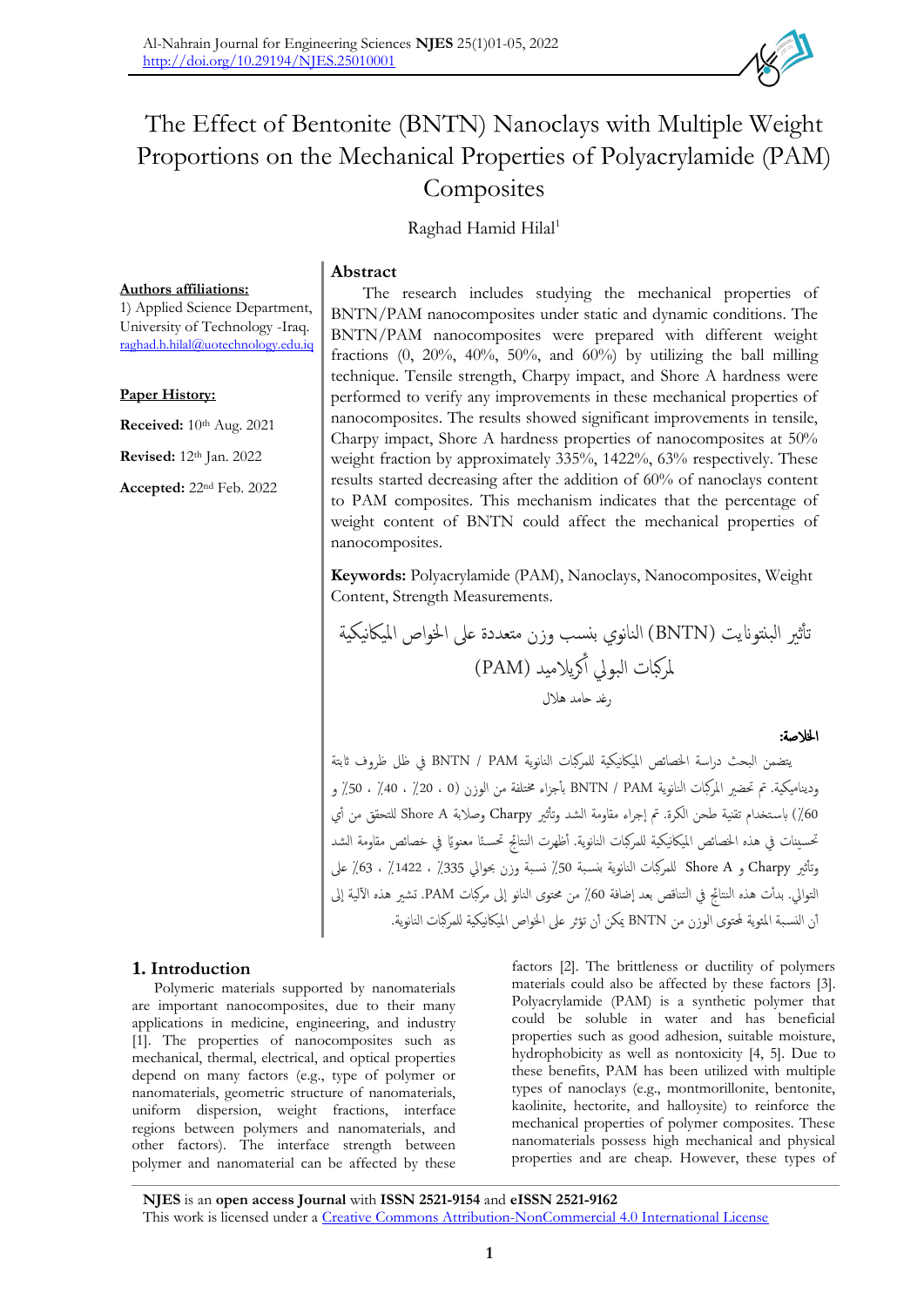# The Effect of Bentonite (BNTN) Nanoclays with Multiple Weight Proportions on the Mechanical Properties of Polyacrylamide (PAM) Composites

Raghad Hamid Hilal[1]

**Authors affiliations:**
1) Applied Science Department, University of Technology -Iraq.
raghad.h.hilal@uotechnology.edu.iq

**Paper History:**

**Received:** 10th Aug. 2021

**Revised:** 12th Jan. 2022

**Accepted:** 22nd Feb. 2022

## Abstract

The research includes studying the mechanical properties of BNTN/PAM nanocomposites under static and dynamic conditions. The BNTN/PAM nanocomposites were prepared with different weight fractions (0, 20%, 40%, 50%, and 60%) by utilizing the ball milling technique. Tensile strength, Charpy impact, and Shore A hardness were performed to verify any improvements in these mechanical properties of nanocomposites. The results showed significant improvements in tensile, Charpy impact, Shore A hardness properties of nanocomposites at 50% weight fraction by approximately 335%, 1422%, 63% respectively. These results started decreasing after the addition of 60% of nanoclays content to PAM composites. This mechanism indicates that the percentage of weight content of BNTN could affect the mechanical properties of nanocomposites.

**Keywords:** Polyacrylamide (PAM), Nanoclays, Nanocomposites, Weight Content, Strength Measurements.

## تأثير البنتونايت (BNTN) النانوي بنسب وزن متعددة على الخواص الميكانيكية لمركبات البولي أكريلاميد (PAM)

رغد حامد هلال

**الخلاصة:**

يتضمن البحث دراسة الخصائص الميكانيكية للمركبات النانوية BNTN / PAM في ظل ظروف ثابتة وديناميكية. تم تحضير المركبات النانوية BNTN / PAM بأجزاء مختلفة من الوزن (0 ، 20٪ ، 40٪ ، 50٪ و 60٪) باستخدام تقنية طحن الكرة. تم إجراء مقاومة الشد وتأثير Charpy وصلابة Shore A للتحقق من أي تحسينات في هذه الخصائص الميكانيكية للمركبات النانوية. أظهرت النتائج تحسنًا معنويًا في خصائص مقاومة الشد وتأثير Charpy و Shore A للمركبات النانوية بنسبة 50٪ نسبة وزن بحوالي 335٪ ، 1422٪ ، 63٪ على التوالي. بدأت هذه النتائج في التناقص بعد إضافة 60٪ من محتوى النانو إلى مركبات PAM. تشير هذه الآلية إلى أن النسبة المئوية لمحتوى الوزن من BNTN يمكن أن تؤثر على الخواص الميكانيكية للمركبات النانوية.

## 1. Introduction

Polymeric materials supported by nanomaterials are important nanocomposites, due to their many applications in medicine, engineering, and industry [1]. The properties of nanocomposites such as mechanical, thermal, electrical, and optical properties depend on many factors (e.g., type of polymer or nanomaterials, geometric structure of nanomaterials, uniform dispersion, weight fractions, interface regions between polymers and nanomaterials, and other factors). The interface strength between polymer and nanomaterial can be affected by these factors [2]. The brittleness or ductility of polymers materials could also be affected by these factors [3]. Polyacrylamide (PAM) is a synthetic polymer that could be soluble in water and has beneficial properties such as good adhesion, suitable moisture, hydrophobicity as well as nontoxicity [4, 5]. Due to these benefits, PAM has been utilized with multiple types of nanoclays (e.g., montmorillonite, bentonite, kaolinite, hectorite, and halloysite) to reinforce the mechanical properties of polymer composites. These nanomaterials possess high mechanical and physical properties and are cheap. However, these types of

**NJES** is an **open access Journal** with **ISSN 2521-9154** and **eISSN 2521-9162**
This work is licensed under a Creative Commons Attribution-NonCommercial 4.0 International License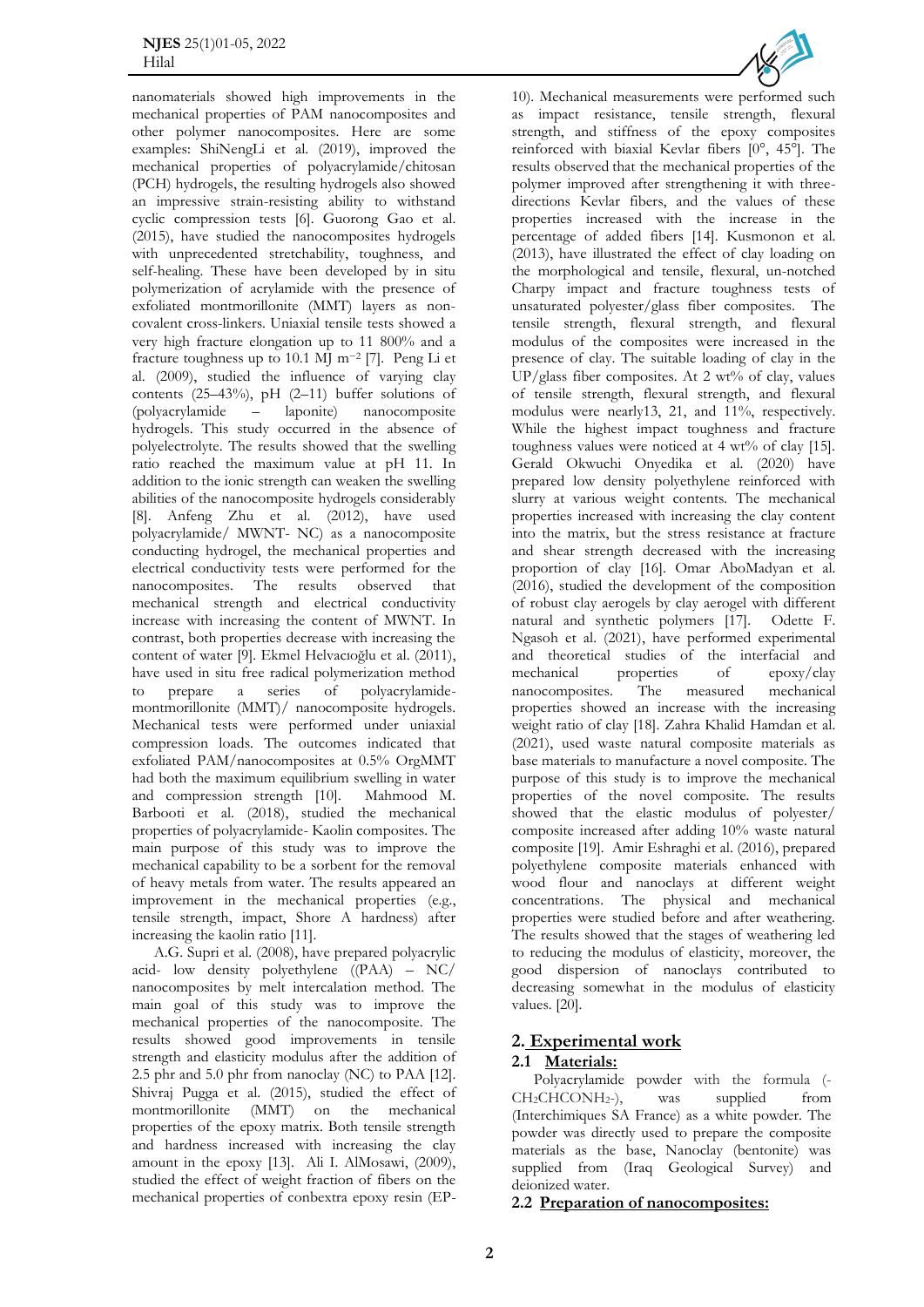nanomaterials showed high improvements in the mechanical properties of PAM nanocomposites and other polymer nanocomposites. Here are some examples: ShiNengLi et al. (2019), improved the mechanical properties of polyacrylamide/chitosan (PCH) hydrogels, the resulting hydrogels also showed an impressive strain-resisting ability to withstand cyclic compression tests [6]. Guorong Gao et al. (2015), have studied the nanocomposites hydrogels with unprecedented stretchability, toughness, and self-healing. These have been developed by in situ polymerization of acrylamide with the presence of exfoliated montmorillonite (MMT) layers as non-covalent cross-linkers. Uniaxial tensile tests showed a very high fracture elongation up to 11 800% and a fracture toughness up to 10.1 MJ $m^{-2}$ [7]. Peng Li et al. (2009), studied the influence of varying clay contents (25–43%), pH (2–11) buffer solutions of (polyacrylamide – laponite) nanocomposite hydrogels. This study occurred in the absence of polyelectrolyte. The results showed that the swelling ratio reached the maximum value at pH 11. In addition to the ionic strength can weaken the swelling abilities of the nanocomposite hydrogels considerably [8]. Anfeng Zhu et al. (2012), have used polyacrylamide/ MWNT- NC) as a nanocomposite conducting hydrogel, the mechanical properties and electrical conductivity tests were performed for the nanocomposites. The results observed that mechanical strength and electrical conductivity increase with increasing the content of MWNT. In contrast, both properties decrease with increasing the content of water [9]. Ekmel Helvacıoğlu et al. (2011), have used in situ free radical polymerization method to prepare a series of polyacrylamide-montmorillonite (MMT)/ nanocomposite hydrogels. Mechanical tests were performed under uniaxial compression loads. The outcomes indicated that exfoliated PAM/nanocomposites at 0.5% OrgMMT had both the maximum equilibrium swelling in water and compression strength [10]. Mahmood M. Barbooti et al. (2018), studied the mechanical properties of polyacrylamide- Kaolin composites. The main purpose of this study was to improve the mechanical capability to be a sorbent for the removal of heavy metals from water. The results appeared an improvement in the mechanical properties (e.g., tensile strength, impact, Shore A hardness) after increasing the kaolin ratio [11].

A.G. Supri et al. (2008), have prepared polyacrylic acid- low density polyethylene ((PAA) – NC/ nanocomposites by melt intercalation method. The main goal of this study was to improve the mechanical properties of the nanocomposite. The results showed good improvements in tensile strength and elasticity modulus after the addition of 2.5 phr and 5.0 phr from nanoclay (NC) to PAA [12]. Shivraj Pugga et al. (2015), studied the effect of montmorillonite (MMT) on the mechanical properties of the epoxy matrix. Both tensile strength and hardness increased with increasing the clay amount in the epoxy [13]. Ali I. AlMosawi, (2009), studied the effect of weight fraction of fibers on the mechanical properties of conbextra epoxy resin (EP-10). Mechanical measurements were performed such as impact resistance, tensile strength, flexural strength, and stiffness of the epoxy composites reinforced with biaxial Kevlar fibers [0°, 45°]. The results observed that the mechanical properties of the polymer improved after strengthening it with three-directions Kevlar fibers, and the values of these properties increased with the increase in the percentage of added fibers [14]. Kusmonon et al. (2013), have illustrated the effect of clay loading on the morphological and tensile, flexural, un-notched Charpy impact and fracture toughness tests of unsaturated polyester/glass fiber composites. The tensile strength, flexural strength, and flexural modulus of the composites were increased in the presence of clay. The suitable loading of clay in the UP/glass fiber composites. At 2 wt% of clay, values of tensile strength, flexural strength, and flexural modulus were nearly13, 21, and 11%, respectively. While the highest impact toughness and fracture toughness values were noticed at 4 wt% of clay [15]. Gerald Okwuchi Onyedika et al. (2020) have prepared low density polyethylene reinforced with slurry at various weight contents. The mechanical properties increased with increasing the clay content into the matrix, but the stress resistance at fracture and shear strength decreased with the increasing proportion of clay [16]. Omar AboMadyan et al. (2016), studied the development of the composition of robust clay aerogels by clay aerogel with different natural and synthetic polymers [17]. Odette F. Ngasoh et al. (2021), have performed experimental and theoretical studies of the interfacial and mechanical properties of epoxy/clay nanocomposites. The measured mechanical properties showed an increase with the increasing weight ratio of clay [18]. Zahra Khalid Hamdan et al. (2021), used waste natural composite materials as base materials to manufacture a novel composite. The purpose of this study is to improve the mechanical properties of the novel composite. The results showed that the elastic modulus of polyester/ composite increased after adding 10% waste natural composite [19]. Amir Eshraghi et al. (2016), prepared polyethylene composite materials enhanced with wood flour and nanoclays at different weight concentrations. The physical and mechanical properties were studied before and after weathering. The results showed that the stages of weathering led to reducing the modulus of elasticity, moreover, the good dispersion of nanoclays contributed to decreasing somewhat in the modulus of elasticity values. [20].

## 2. Experimental work

### 2.1 Materials:

Polyacrylamide powder with the formula (-$CH_2CHCONH_2$-), was supplied from (Interchimiques SA France) as a white powder. The powder was directly used to prepare the composite materials as the base, Nanoclay (bentonite) was supplied from (Iraq Geological Survey) and deionized water.

### 2.2 Preparation of nanocomposites: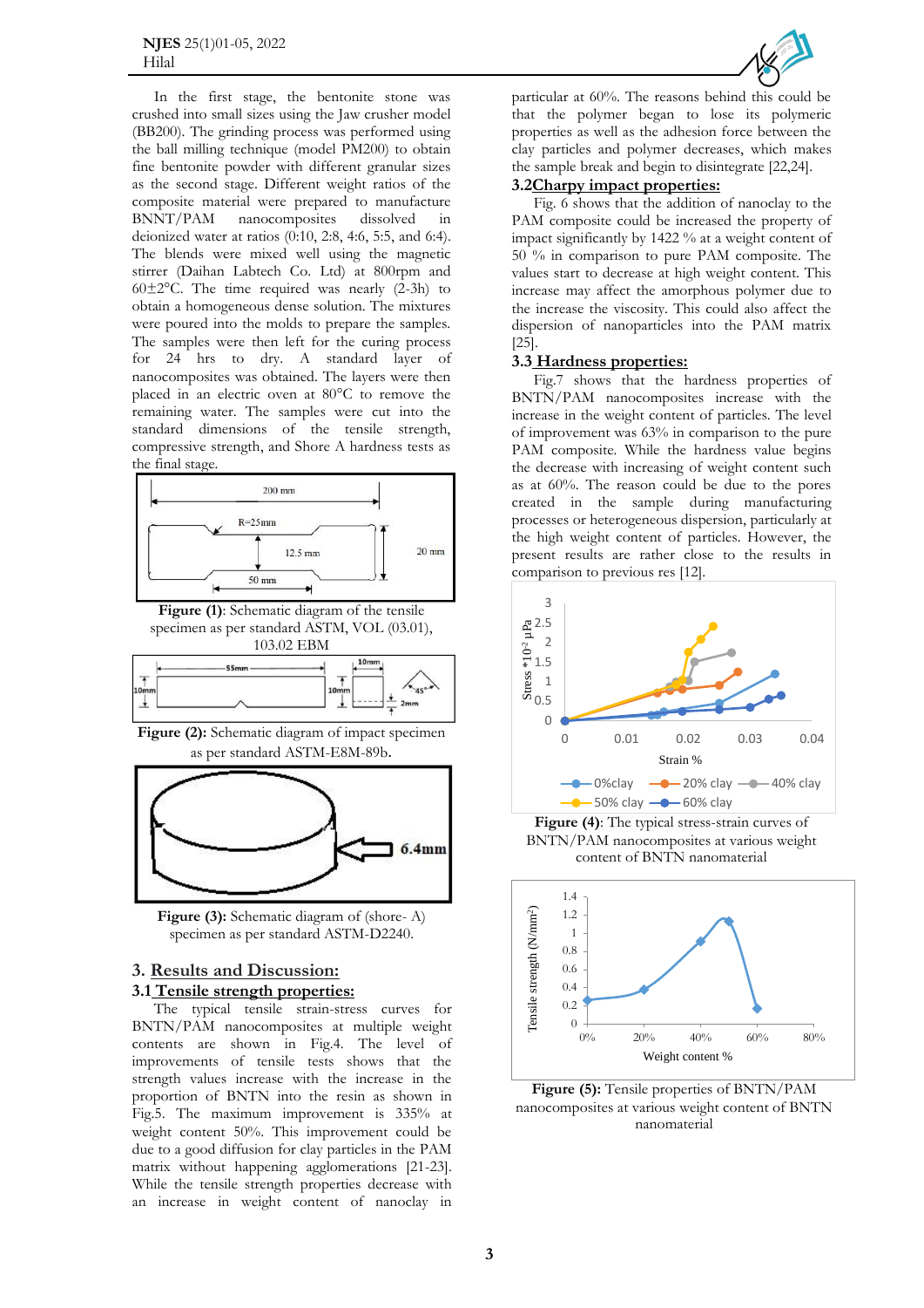In the first stage, the bentonite stone was crushed into small sizes using the Jaw crusher model (BB200). The grinding process was performed using the ball milling technique (model PM200) to obtain fine bentonite powder with different granular sizes as the second stage. Different weight ratios of the composite material were prepared to manufacture BNNT/PAM nanocomposites dissolved in deionized water at ratios (0:10, 2:8, 4:6, 5:5, and 6:4). The blends were mixed well using the magnetic stirrer (Daihan Labtech Co. Ltd) at 800rpm and 60±2°C. The time required was nearly (2-3h) to obtain a homogeneous dense solution. The mixtures were poured into the molds to prepare the samples. The samples were then left for the curing process for 24 hrs to dry. A standard layer of nanocomposites was obtained. The layers were then placed in an electric oven at 80°C to remove the remaining water. The samples were cut into the standard dimensions of the tensile strength, compressive strength, and Shore A hardness tests as the final stage.

**Figure (1)**: Schematic diagram of the tensile specimen as per standard ASTM, VOL (03.01), 103.02 EBM

**Figure (2):** Schematic diagram of impact specimen as per standard ASTM-E8M-89b.

**Figure (3):** Schematic diagram of (shore- A) specimen as per standard ASTM-D2240.

## 3. Results and Discussion:

### 3.1 Tensile strength properties:

The typical tensile strain-stress curves for BNTN/PAM nanocomposites at multiple weight contents are shown in Fig.4. The level of improvements of tensile tests shows that the strength values increase with the increase in the proportion of BNTN into the resin as shown in Fig.5. The maximum improvement is 335% at weight content 50%. This improvement could be due to a good diffusion for clay particles in the PAM matrix without happening agglomerations [21-23]. While the tensile strength properties decrease with an increase in weight content of nanoclay in particular at 60%. The reasons behind this could be that the polymer began to lose its polymeric properties as well as the adhesion force between the clay particles and polymer decreases, which makes the sample break and begin to disintegrate [22,24].

### 3.2 Charpy impact properties:

Fig. 6 shows that the addition of nanoclay to the PAM composite could be increased the property of impact significantly by 1422 % at a weight content of 50 % in comparison to pure PAM composite. The values start to decrease at high weight content. This increase may affect the amorphous polymer due to the increase the viscosity. This could also affect the dispersion of nanoparticles into the PAM matrix [25].

### 3.3 Hardness properties:

Fig.7 shows that the hardness properties of BNTN/PAM nanocomposites increase with the increase in the weight content of particles. The level of improvement was 63% in comparison to the pure PAM composite. While the hardness value begins the decrease with increasing of weight content such as at 60%. The reason could be due to the pores created in the sample during manufacturing processes or heterogeneous dispersion, particularly at the high weight content of particles. However, the present results are rather close to the results in comparison to previous res [12].

**Figure (4)**: The typical stress-strain curves of BNTN/PAM nanocomposites at various weight content of BNTN nanomaterial

**Figure (5):** Tensile properties of BNTN/PAM nanocomposites at various weight content of BNTN nanomaterial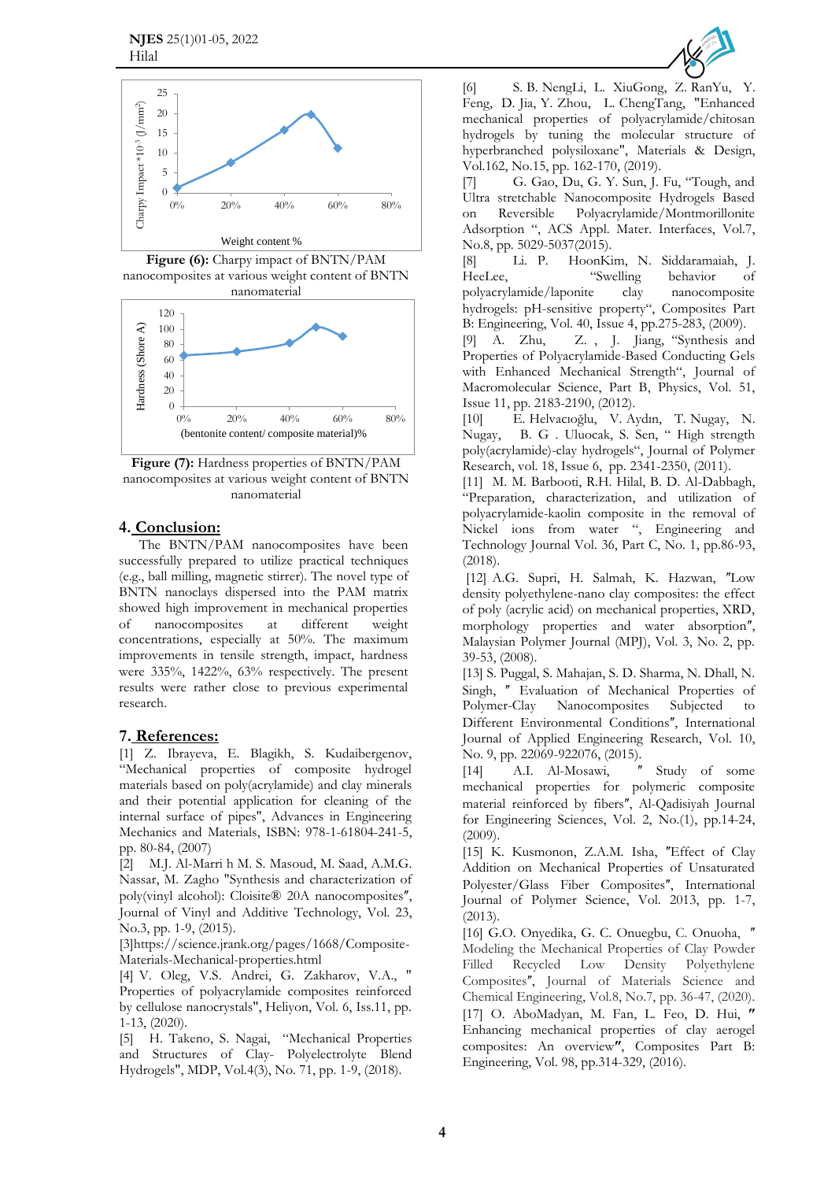Figure (6): Charpy impact of BNTN/PAM nanocomposites at various weight content of BNTN nanomaterial

Figure (7): Hardness properties of BNTN/PAM nanocomposites at various weight content of BNTN nanomaterial

## 4. Conclusion:

The BNTN/PAM nanocomposites have been successfully prepared to utilize practical techniques (e.g., ball milling, magnetic stirrer). The novel type of BNTN nanoclays dispersed into the PAM matrix showed high improvement in mechanical properties of nanocomposites at different weight concentrations, especially at 50%. The maximum improvements in tensile strength, impact, hardness were 335%, 1422%, 63% respectively. The present results were rather close to previous experimental research.

## 7. References:

[1] Z. Ibrayeva, E. Blagikh, S. Kudaibergenov, "Mechanical properties of composite hydrogel materials based on poly(acrylamide) and clay minerals and their potential application for cleaning of the internal surface of pipes", Advances in Engineering Mechanics and Materials, ISBN: 978-1-61804-241-5, pp. 80-84, (2007)

[2] M.J. Al-Marri h M. S. Masoud, M. Saad, A.M.G. Nassar, M. Zagho "Synthesis and characterization of poly(vinyl alcohol): Cloisite® 20A nanocomposites", Journal of Vinyl and Additive Technology, Vol. 23, No.3, pp. 1-9, (2015).

[3]https://science.jrank.org/pages/1668/Composite-Materials-Mechanical-properties.html

[4] V. Oleg, V.S. Andrei, G. Zakharov, V.A., " Properties of polyacrylamide composites reinforced by cellulose nanocrystals", Heliyon, Vol. 6, Iss.11, pp. 1-13, (2020).

[5] H. Takeno, S. Nagai, "Mechanical Properties and Structures of Clay- Polyelectrolyte Blend Hydrogels", MDP, Vol.4(3), No. 71, pp. 1-9, (2018).

[6] S. B. NengLi, L. XiuGong, Z. RanYu, Y. Feng, D. Jia, Y. Zhou, L. ChengTang, "Enhanced mechanical properties of polyacrylamide/chitosan hydrogels by tuning the molecular structure of hyperbranched polysiloxane", Materials & Design, Vol.162, No.15, pp. 162-170, (2019).

[7] G. Gao, Du, G. Y. Sun, J. Fu, "Tough, and Ultra stretchable Nanocomposite Hydrogels Based on Reversible Polyacrylamide/Montmorillonite Adsorption ", ACS Appl. Mater. Interfaces, Vol.7, No.8, pp. 5029-5037(2015).

[8] Li. P. HoonKim, N. Siddaramaiah, J. HeeLee, "Swelling behavior of polyacrylamide/laponite clay nanocomposite hydrogels: pH-sensitive property", Composites Part B: Engineering, Vol. 40, Issue 4, pp.275-283, (2009).

[9] A. Zhu, Z. , J. Jiang, "Synthesis and Properties of Polyacrylamide-Based Conducting Gels with Enhanced Mechanical Strength", Journal of Macromolecular Science, Part B, Physics, Vol. 51, Issue 11, pp. 2183-2190, (2012).

[10] E. Helvacıoğlu, V. Aydın, T. Nugay, N. Nugay, B. G . Uluocak, S. Sen, " High strength poly(acrylamide)-clay hydrogels", Journal of Polymer Research, vol. 18, Issue 6, pp. 2341-2350, (2011).

[11] M. M. Barbooti, R.H. Hilal, B. D. Al-Dabbagh, "Preparation, characterization, and utilization of polyacrylamide-kaolin composite in the removal of Nickel ions from water ", Engineering and Technology Journal Vol. 36, Part C, No. 1, pp.86-93, (2018).

[12] A.G. Supri, H. Salmah, K. Hazwan, "Low density polyethylene-nano clay composites: the effect of poly (acrylic acid) on mechanical properties, XRD, morphology properties and water absorption", Malaysian Polymer Journal (MPJ), Vol. 3, No. 2, pp. 39-53, (2008).

[13] S. Puggal, S. Mahajan, S. D. Sharma, N. Dhall, N. Singh, " Evaluation of Mechanical Properties of Polymer-Clay Nanocomposites Subjected to Different Environmental Conditions", International Journal of Applied Engineering Research, Vol. 10, No. 9, pp. 22069-922076, (2015).

[14] A.I. Al-Mosawi, " Study of some mechanical properties for polymeric composite material reinforced by fibers", Al-Qadisiyah Journal for Engineering Sciences, Vol. 2, No.(1), pp.14-24, (2009).

[15] K. Kusmonon, Z.A.M. Isha, "Effect of Clay Addition on Mechanical Properties of Unsaturated Polyester/Glass Fiber Composites", International Journal of Polymer Science, Vol. 2013, pp. 1-7, (2013).

[16] G.O. Onyedika, G. C. Onuegbu, C. Onuoha, " Modeling the Mechanical Properties of Clay Powder Filled Recycled Low Density Polyethylene Composites", Journal of Materials Science and Chemical Engineering, Vol.8, No.7, pp. 36-47, (2020).

[17] O. AboMadyan, M. Fan, L. Feo, D. Hui, " Enhancing mechanical properties of clay aerogel composites: An overview", Composites Part B: Engineering, Vol. 98, pp.314-329, (2016).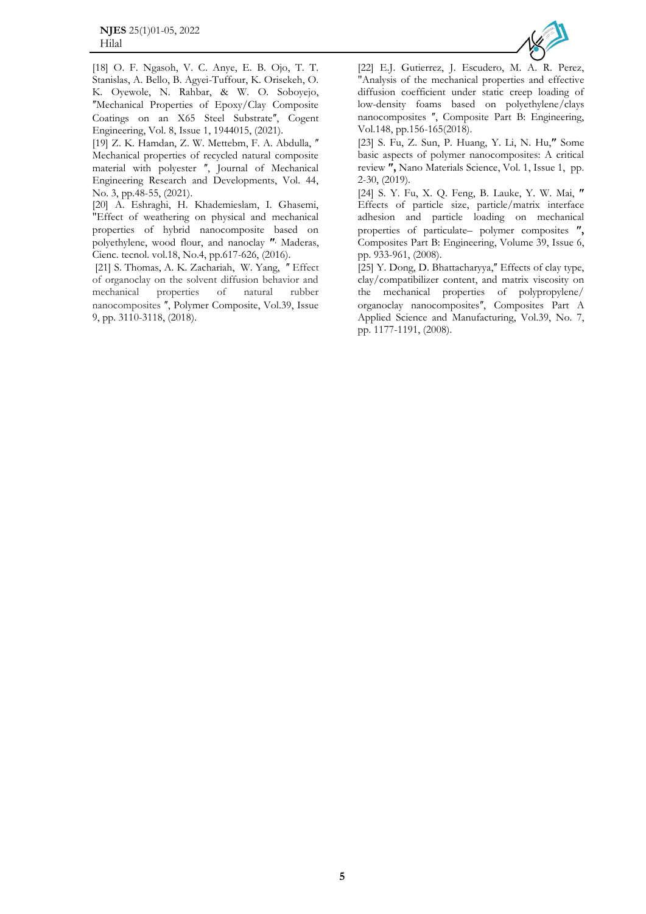[18] O. F. Ngasoh, V. C. Anye, E. B. Ojo, T. T. Stanislas, A. Bello, B. Agyei-Tuffour, K. Orisekeh, O. K. Oyewole, N. Rahbar, & W. O. Soboyejo, ″Mechanical Properties of Epoxy/Clay Composite Coatings on an X65 Steel Substrate″, Cogent Engineering, Vol. 8, Issue 1, 1944015, (2021).

[19] Z. K. Hamdan, Z. W. Mettebm, F. A. Abdulla, ″ Mechanical properties of recycled natural composite material with polyester ″, Journal of Mechanical Engineering Research and Developments, Vol. 44, No. 3, pp.48-55, (2021).

[20] A. Eshraghi, H. Khademieslam, I. Ghasemi, "Effect of weathering on physical and mechanical properties of hybrid nanocomposite based on polyethylene, wood flour, and nanoclay ″, Maderas, Cienc. tecnol. vol.18, No.4, pp.617-626, (2016).

[21] S. Thomas, A. K. Zachariah, W. Yang, ″ Effect of organoclay on the solvent diffusion behavior and mechanical properties of natural rubber nanocomposites ″, Polymer Composite, Vol.39, Issue 9, pp. 3110-3118, (2018).

[22] E.J. Gutierrez, J. Escudero, M. A. R. Perez, "Analysis of the mechanical properties and effective diffusion coefficient under static creep loading of low-density foams based on polyethylene/clays nanocomposites ″, Composite Part B: Engineering, Vol.148, pp.156-165(2018).

[23] S. Fu, Z. Sun, P. Huang, Y. Li, N. Hu,″ Some basic aspects of polymer nanocomposites: A critical review ″, Nano Materials Science, Vol. 1, Issue 1, pp. 2-30, (2019).

[24] S. Y. Fu, X. Q. Feng, B. Lauke, Y. W. Mai, ″ Effects of particle size, particle/matrix interface adhesion and particle loading on mechanical properties of particulate– polymer composites ″, Composites Part B: Engineering, Volume 39, Issue 6, pp. 933-961, (2008).

[25] Y. Dong, D. Bhattacharyya,″ Effects of clay type, clay/compatibilizer content, and matrix viscosity on the mechanical properties of polypropylene/ organoclay nanocomposites″, Composites Part A Applied Science and Manufacturing, Vol.39, No. 7, pp. 1177-1191, (2008).